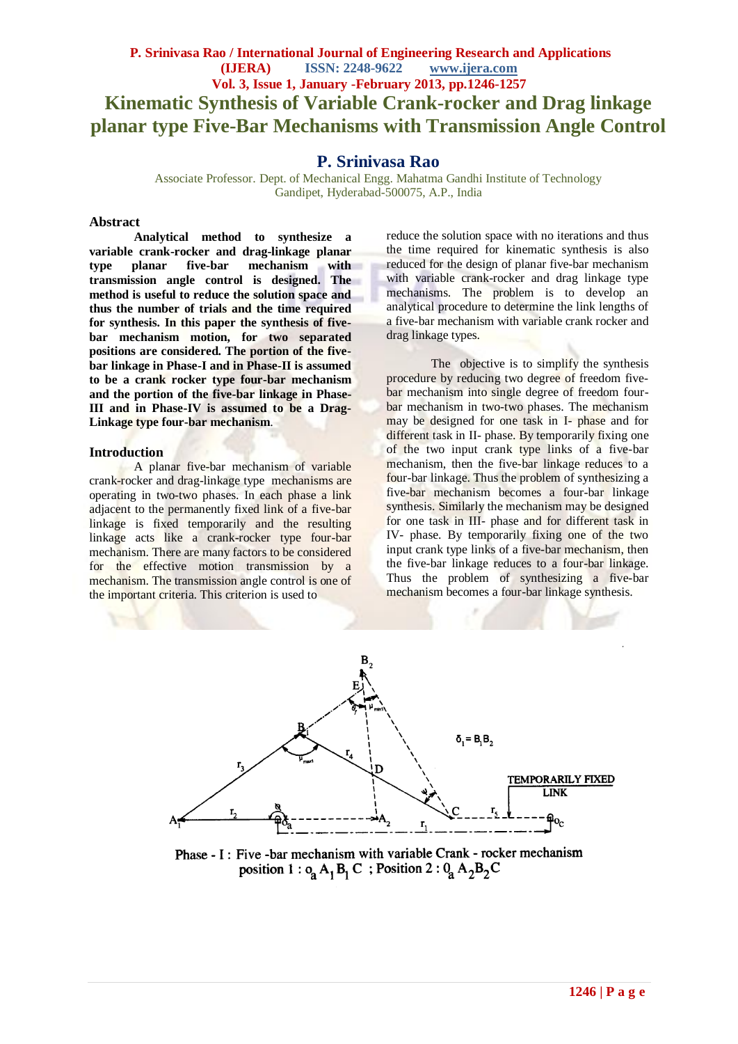# Kinematic Synthesis of Variable Crank-rocker and Drag linkage planar type Five-Bar Mechanisms with Transmission Angle Control

## P. Srinivasa Rao

Associate Professor. Dept. of Mechanical Engg. Mahatma Gandhi Institute of Technology Gandipet, Hyderabad-500075, A.P., India

### Abstract

**Analytical method to synthesize a variable crank-rocker and drag-linkage planar type planar five-bar mechanism with transmission angle control is designed. The method is useful to reduce the solution space and thus the number of trials and the time required for synthesis. In this paper the synthesis of five-bar mechanism motion, for two separated positions are considered. The portion of the five-bar linkage in Phase-I and in Phase-II is assumed to be a crank rocker type four-bar mechanism and the portion of the five-bar linkage in Phase-III and in Phase-IV is assumed to be a Drag-Linkage type four-bar mechanism**.

### Introduction

A planar five-bar mechanism of variable crank-rocker and drag-linkage type mechanisms are operating in two-two phases. In each phase a link adjacent to the permanently fixed link of a five-bar linkage is fixed temporarily and the resulting linkage acts like a crank-rocker type four-bar mechanism. There are many factors to be considered for the effective motion transmission by a mechanism. The transmission angle control is one of the important criteria. This criterion is used to reduce the solution space with no iterations and thus the time required for kinematic synthesis is also reduced for the design of planar five-bar mechanism with variable crank-rocker and drag linkage type mechanisms. The problem is to develop an analytical procedure to determine the link lengths of a five-bar mechanism with variable crank rocker and drag linkage types.

The objective is to simplify the synthesis procedure by reducing two degree of freedom five-bar mechanism into single degree of freedom four-bar mechanism in two-two phases. The mechanism may be designed for one task in I- phase and for different task in II- phase. By temporarily fixing one of the two input crank type links of a five-bar mechanism, then the five-bar linkage reduces to a four-bar linkage. Thus the problem of synthesizing a five-bar mechanism becomes a four-bar linkage synthesis. Similarly the mechanism may be designed for one task in III- phase and for different task in IV- phase. By temporarily fixing one of the two input crank type links of a five-bar mechanism, then the five-bar linkage reduces to a four-bar linkage. Thus the problem of synthesizing a five-bar mechanism becomes a four-bar linkage synthesis.

Phase - I : Five -bar mechanism with variable Crank - rocker mechanism
position 1 : $o_a A_1 B_1 C$ ; Position 2 : $0_a A_2 B_2 C$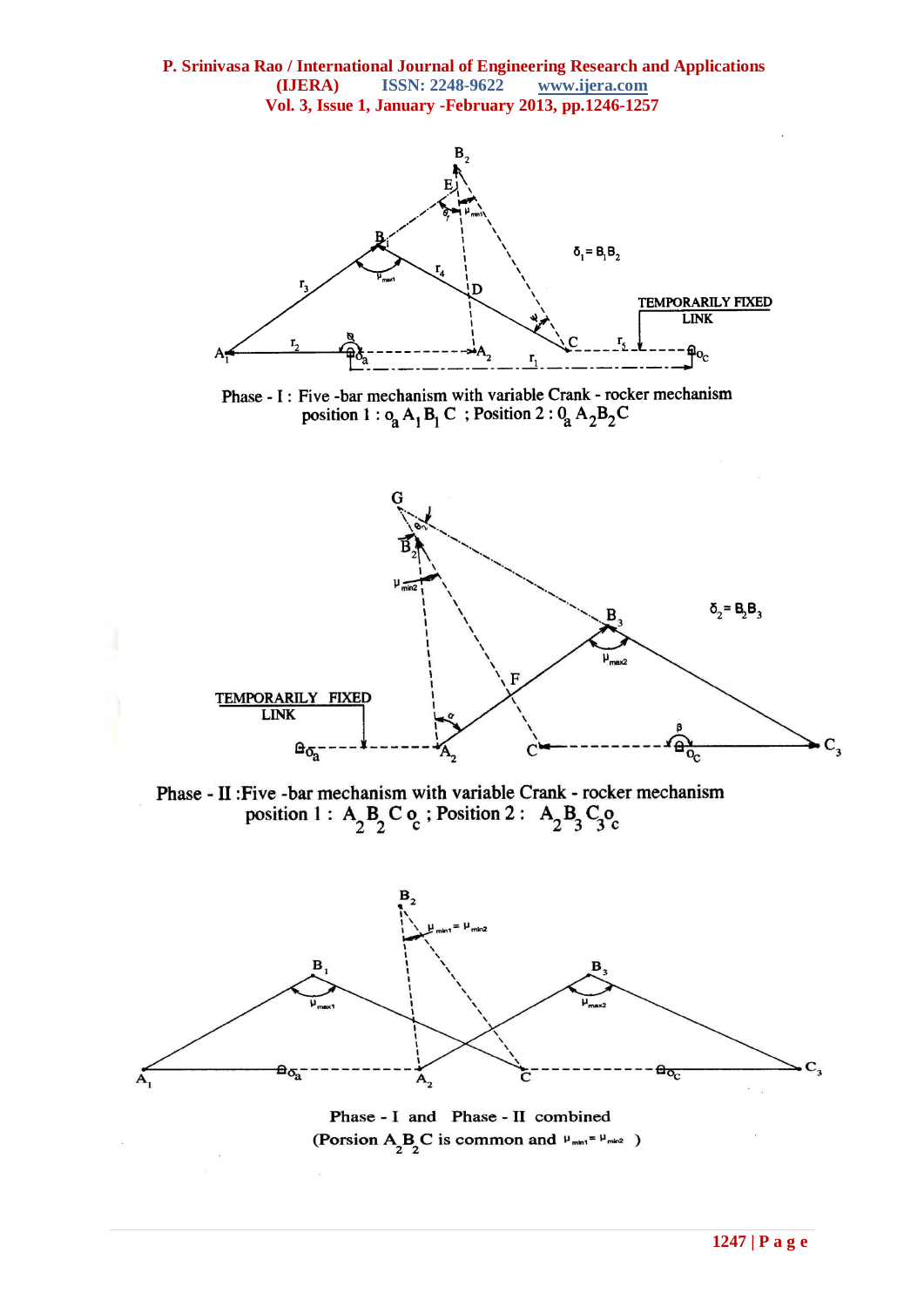Phase - I : Five -bar mechanism with variable Crank - rocker mechanism
position 1 : $o_a A_1 B_1 C$ ; Position 2 : $0_a A_2 B_2 C$

Phase - II :Five -bar mechanism with variable Crank - rocker mechanism
position 1 : $A_2 B_2 C o_c$ ; Position 2 : $A_2 B_3 C_3 o_c$

Phase - I and Phase - II combined
(Porsion $A_2 B_2 C$ is common and $\mu_{min1} = \mu_{min2}$ )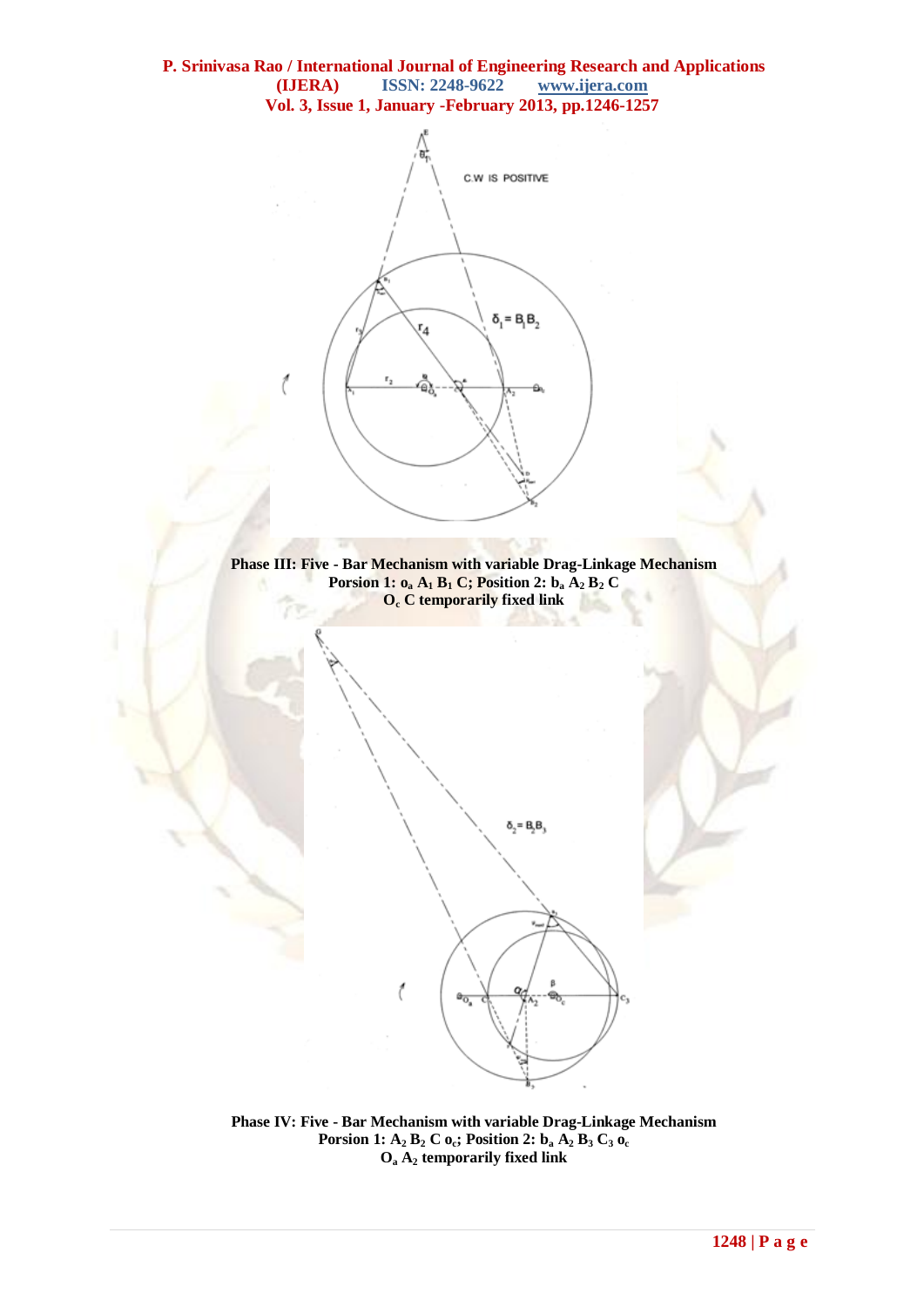Phase III: Five - Bar Mechanism with variable Drag-Linkage Mechanism
Porsion 1: $o_a$ $A_1$ $B_1$ C; Position 2: $b_a$ $A_2$ $B_2$ C
$O_c$ C temporarily fixed link

Phase IV: Five - Bar Mechanism with variable Drag-Linkage Mechanism
Porsion 1: $A_2$ $B_2$ C $o_c$; Position 2: $b_a$ $A_2$ $B_3$ $C_3$ $o_c$
$O_a$ $A_2$ temporarily fixed link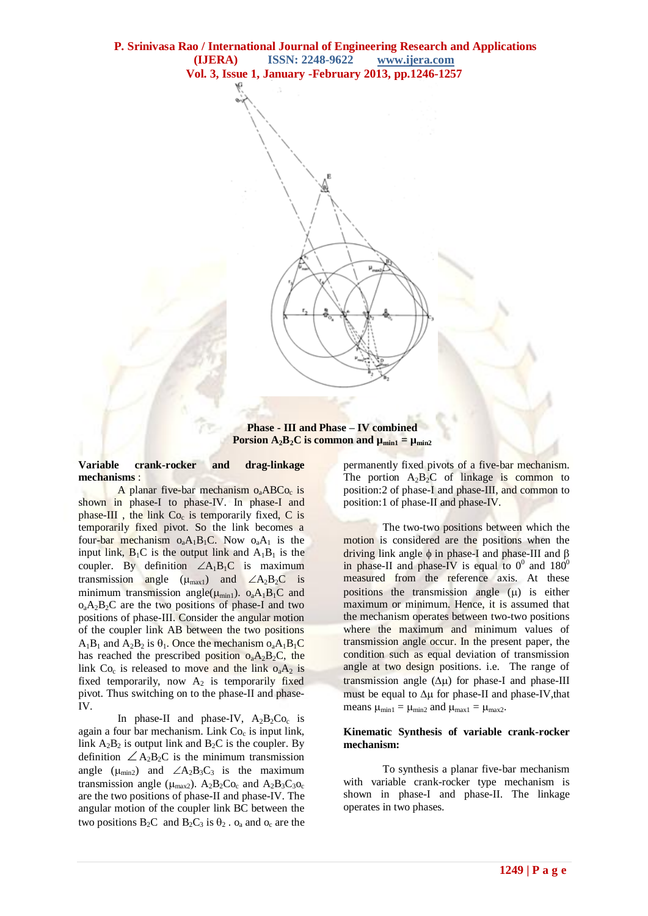**Phase - III and Phase – IV combined**
**Porsion $A_2B_2C$ is common and $\mu_{min1} = \mu_{min2}$**

**Variable crank-rocker and drag-linkage mechanisms** :

A planar five-bar mechanism $o_aABCo_c$ is shown in phase-I to phase-IV. In phase-I and phase-III , the link $Co_c$ is temporarily fixed, C is temporarily fixed pivot. So the link becomes a four-bar mechanism $o_aA_1B_1C$. Now $o_aA_1$ is the input link, $B_1C$ is the output link and $A_1B_1$ is the coupler. By definition $\angle A_1B_1C$ is maximum transmission angle ($\mu_{max1}$) and $\angle A_2B_2C$ is minimum transmission angle($\mu_{min1}$). $o_aA_1B_1C$ and $o_aA_2B_2C$ are the two positions of phase-I and two positions of phase-III. Consider the angular motion of the coupler link AB between the two positions $A_1B_1$ and $A_2B_2$ is $\theta_1$. Once the mechanism $o_aA_1B_1C$ has reached the prescribed position $o_aA_2B_2C$, the link $Co_c$ is released to move and the link $o_aA_2$ is fixed temporarily, now $A_2$ is temporarily fixed pivot. Thus switching on to the phase-II and phase-IV.

In phase-II and phase-IV, $A_2B_2Co_c$ is again a four bar mechanism. Link $Co_c$ is input link, link $A_2B_2$ is output link and $B_2C$ is the coupler. By definition $\angle A_2B_2C$ is the minimum transmission angle ($\mu_{min2}$) and $\angle A_2B_3C_3$ is the maximum transmission angle ($\mu_{max2}$). $A_2B_2Co_c$ and $A_2B_3C_3o_c$ are the two positions of phase-II and phase-IV. The angular motion of the coupler link BC between the two positions $B_2C$ and $B_2C_3$ is $\theta_2$ . $o_a$ and $o_c$ are the permanently fixed pivots of a five-bar mechanism. The portion $A_2B_2C$ of linkage is common to position:2 of phase-I and phase-III, and common to position:1 of phase-II and phase-IV.

The two-two positions between which the motion is considered are the positions when the driving link angle $\phi$ in phase-I and phase-III and $\beta$ in phase-II and phase-IV is equal to $0^0$ and $180^0$ measured from the reference axis. At these positions the transmission angle ($\mu$) is either maximum or minimum. Hence, it is assumed that the mechanism operates between two-two positions where the maximum and minimum values of transmission angle occur. In the present paper, the condition such as equal deviation of transmission angle at two design positions. i.e. The range of transmission angle ($\Delta\mu$) for phase-I and phase-III must be equal to $\Delta\mu$ for phase-II and phase-IV,that means $\mu_{min1} = \mu_{min2}$ and $\mu_{max1} = \mu_{max2}$.

**Kinematic Synthesis of variable crank-rocker mechanism:**

To synthesis a planar five-bar mechanism with variable crank-rocker type mechanism is shown in phase-I and phase-II. The linkage operates in two phases.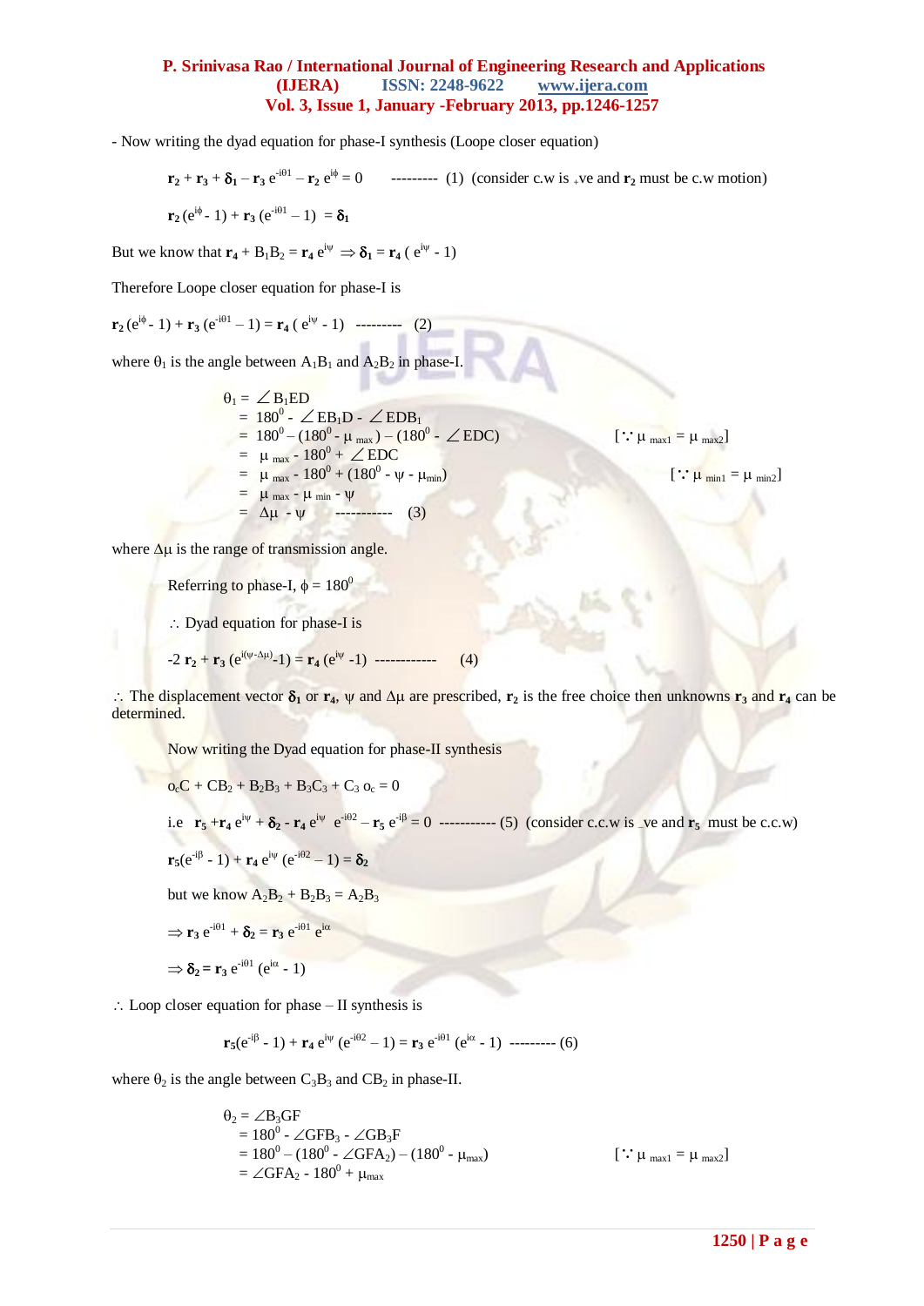- Now writing the dyad equation for phase-I synthesis (Loope closer equation)

$$\mathbf{r_2} + \mathbf{r_3} + \boldsymbol{\delta_1} - \mathbf{r_3}\, e^{-i\theta 1} - \mathbf{r_2}\, e^{i\phi} = 0 \quad \text{--------- (1)} \quad \text{(consider c.w is +ve and } \mathbf{r_2} \text{ must be c.w motion)}$$

$$\mathbf{r_2}\,(e^{i\phi} - 1) + \mathbf{r_3}\,(e^{-i\theta 1} - 1) = \boldsymbol{\delta_1}$$

But we know that $\mathbf{r_4} + B_1B_2 = \mathbf{r_4}\, e^{i\psi} \Rightarrow \boldsymbol{\delta_1} = \mathbf{r_4}\,(e^{i\psi} - 1)$

Therefore Loope closer equation for phase-I is

$$\mathbf{r_2}\,(e^{i\phi} - 1) + \mathbf{r_3}\,(e^{-i\theta 1} - 1) = \mathbf{r_4}\,(e^{i\psi} - 1) \quad \text{--------- (2)}$$

where $\theta_1$ is the angle between $A_1B_1$ and $A_2B_2$ in phase-I.

$$\begin{aligned}
\theta_1 &= \angle B_1ED \\
&= 180^0 - \angle EB_1D - \angle EDB_1 \\
&= 180^0 - (180^0 - \mu_{max}) - (180^0 - \angle EDC) && [\because \mu_{max1} = \mu_{max2}] \\
&= \mu_{max} - 180^0 + \angle EDC \\
&= \mu_{max} - 180^0 + (180^0 - \psi - \mu_{min}) && [\because \mu_{min1} = \mu_{min2}] \\
&= \mu_{max} - \mu_{min} - \psi \\
&= \Delta\mu - \psi \quad \text{----------- (3)}
\end{aligned}$$

where $\Delta\mu$ is the range of transmission angle.

Referring to phase-I, $\phi = 180^0$

$\therefore$ Dyad equation for phase-I is

$$-2\,\mathbf{r_2} + \mathbf{r_3}\,(e^{i(\psi - \Delta\mu)} - 1) = \mathbf{r_4}\,(e^{i\psi} - 1) \quad \text{------------ (4)}$$

$\therefore$ The displacement vector $\boldsymbol{\delta_1}$ or $\mathbf{r_4}$, $\psi$ and $\Delta\mu$ are prescribed, $\mathbf{r_2}$ is the free choice then unknowns $\mathbf{r_3}$ and $\mathbf{r_4}$ can be determined.

Now writing the Dyad equation for phase-II synthesis

$$o_cC + CB_2 + B_2B_3 + B_3C_3 + C_3\,o_c = 0$$

i.e $\quad \mathbf{r_5} + \mathbf{r_4}\, e^{i\psi} + \boldsymbol{\delta_2} - \mathbf{r_4}\, e^{i\psi}\, e^{-i\theta 2} - \mathbf{r_5}\, e^{-i\beta} = 0$ ----------- (5) (consider c.c.w is \_ve and $\mathbf{r_5}$ must be c.c.w)

$$\mathbf{r_5}(e^{-i\beta} - 1) + \mathbf{r_4}\, e^{i\psi}\,(e^{-i\theta 2} - 1) = \boldsymbol{\delta_2}$$

but we know $A_2B_2 + B_2B_3 = A_2B_3$

$$\Rightarrow \mathbf{r_3}\, e^{-i\theta 1} + \boldsymbol{\delta_2} = \mathbf{r_3}\, e^{-i\theta 1}\, e^{i\alpha}$$

$$\Rightarrow \boldsymbol{\delta_2} = \mathbf{r_3}\, e^{-i\theta 1}\,(e^{i\alpha} - 1)$$

$\therefore$ Loop closer equation for phase – II synthesis is

$$\mathbf{r_5}(e^{-i\beta} - 1) + \mathbf{r_4}\, e^{i\psi}\,(e^{-i\theta 2} - 1) = \mathbf{r_3}\, e^{-i\theta 1}\,(e^{i\alpha} - 1) \quad \text{--------- (6)}$$

where $\theta_2$ is the angle between $C_3B_3$ and $CB_2$ in phase-II.

$$\begin{aligned}
\theta_2 &= \angle B_3GF \\
&= 180^0 - \angle GFB_3 - \angle GB_3F \\
&= 180^0 - (180^0 - \angle GFA_2) - (180^0 - \mu_{max}) && [\because \mu_{max1} = \mu_{max2}] \\
&= \angle GFA_2 - 180^0 + \mu_{max}
\end{aligned}$$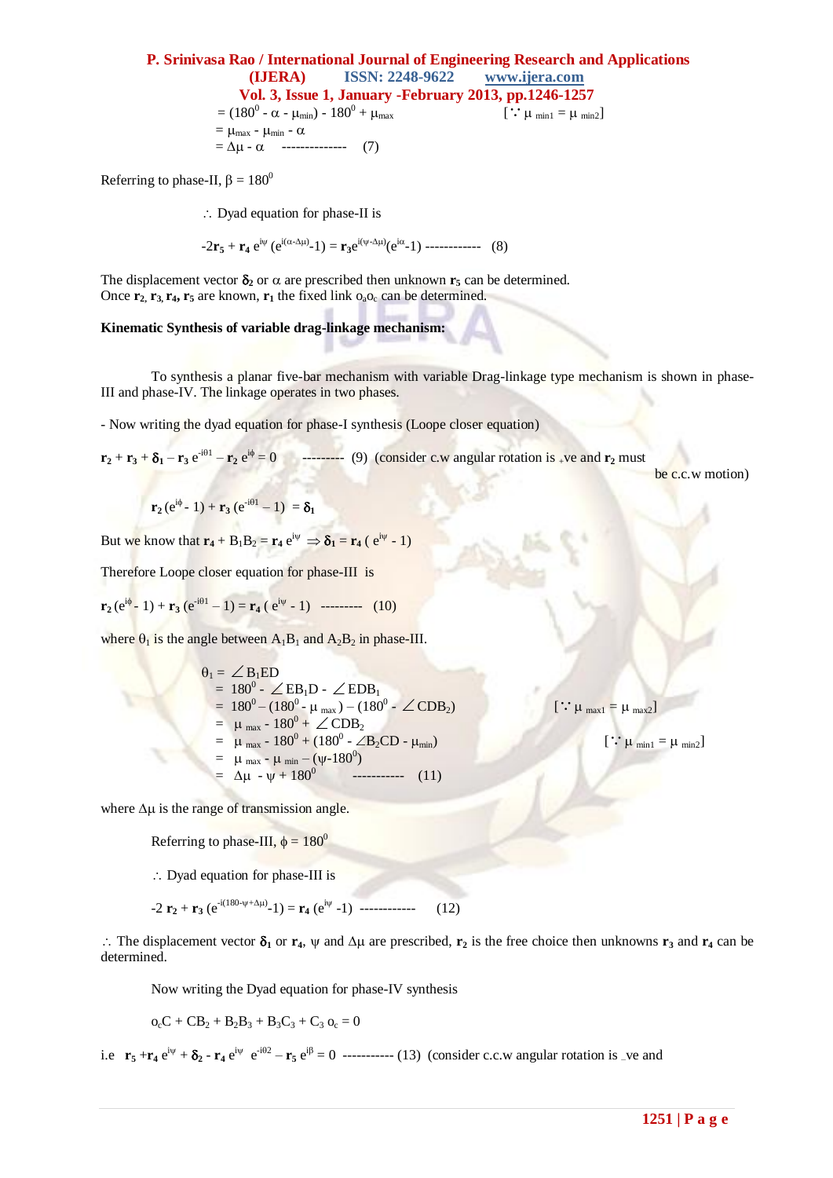$$= (180^0 - \alpha - \mu_{min}) - 180^0 + \mu_{max} \qquad [\because \mu_{min1} = \mu_{min2}]$$

$$= \mu_{max} - \mu_{min} - \alpha$$

$$= \Delta\mu - \alpha \quad \text{--------------} \quad (7)$$

Referring to phase-II, $\beta = 180^0$

$\therefore$ Dyad equation for phase-II is

$$-2\mathbf{r_5} + \mathbf{r_4}\, e^{i\psi}\, (e^{i(\alpha-\Delta\mu)}-1) = \mathbf{r_3} e^{i(\psi-\Delta\mu)}(e^{i\alpha}-1) \quad \text{------------} \quad (8)$$

The displacement vector $\boldsymbol{\delta_2}$ or $\alpha$ are prescribed then unknown $\mathbf{r_5}$ can be determined.
Once $\mathbf{r_2}, \mathbf{r_3}, \mathbf{r_4}, \mathbf{r_5}$ are known, $\mathbf{r_1}$ the fixed link $o_a o_c$ can be determined.

**Kinematic Synthesis of variable drag-linkage mechanism:**

To synthesis a planar five-bar mechanism with variable Drag-linkage type mechanism is shown in phase-III and phase-IV. The linkage operates in two phases.

- Now writing the dyad equation for phase-I synthesis (Loope closer equation)

$$\mathbf{r_2} + \mathbf{r_3} + \boldsymbol{\delta_1} - \mathbf{r_3}\, e^{-i\theta 1} - \mathbf{r_2}\, e^{i\phi} = 0 \quad \text{---------} \quad (9)$$

(consider c.w angular rotation is -ve and $\mathbf{r_2}$ must be c.c.w motion)

$$\mathbf{r_2}\,(e^{i\phi} - 1) + \mathbf{r_3}\,(e^{-i\theta 1} - 1) = \boldsymbol{\delta_1}$$

But we know that $\mathbf{r_4} + B_1B_2 = \mathbf{r_4}\, e^{i\psi} \Rightarrow \boldsymbol{\delta_1} = \mathbf{r_4}\,(e^{i\psi} - 1)$

Therefore Loope closer equation for phase-III is

$$\mathbf{r_2}\,(e^{i\phi} - 1) + \mathbf{r_3}\,(e^{-i\theta 1} - 1) = \mathbf{r_4}\,(e^{i\psi} - 1) \quad \text{---------} \quad (10)$$

where $\theta_1$ is the angle between $A_1B_1$ and $A_2B_2$ in phase-III.

$$\theta_1 = \angle B_1ED$$

$$= 180^0 - \angle EB_1D - \angle EDB_1$$

$$= 180^0 - (180^0 - \mu_{max}) - (180^0 - \angle CDB_2) \qquad [\because \mu_{max1} = \mu_{max2}]$$

$$= \mu_{max} - 180^0 + \angle CDB_2$$

$$= \mu_{max} - 180^0 + (180^0 - \angle B_2CD - \mu_{min}) \qquad [\because \mu_{min1} = \mu_{min2}]$$

$$= \mu_{max} - \mu_{min} - (\psi - 180^0)$$

$$= \Delta\mu - \psi + 180^0 \quad \text{-----------} \quad (11)$$

where $\Delta\mu$ is the range of transmission angle.

Referring to phase-III, $\phi = 180^0$

$\therefore$ Dyad equation for phase-III is

$$-2\,\mathbf{r_2} + \mathbf{r_3}\,(e^{-i(180-\psi+\Delta\mu)}-1) = \mathbf{r_4}\,(e^{i\psi} - 1) \quad \text{------------} \quad (12)$$

$\therefore$ The displacement vector $\boldsymbol{\delta_1}$ or $\mathbf{r_4}$, $\psi$ and $\Delta\mu$ are prescribed, $\mathbf{r_2}$ is the free choice then unknowns $\mathbf{r_3}$ and $\mathbf{r_4}$ can be determined.

Now writing the Dyad equation for phase-IV synthesis

$$o_cC + CB_2 + B_2B_3 + B_3C_3 + C_3\, o_c = 0$$

i.e $\mathbf{r_5} + \mathbf{r_4}\, e^{i\psi} + \boldsymbol{\delta_2} - \mathbf{r_4}\, e^{i\psi}\ e^{-i\theta 2} - \mathbf{r_5}\, e^{i\beta} = 0$ ----------- (13) (consider c.c.w angular rotation is -ve and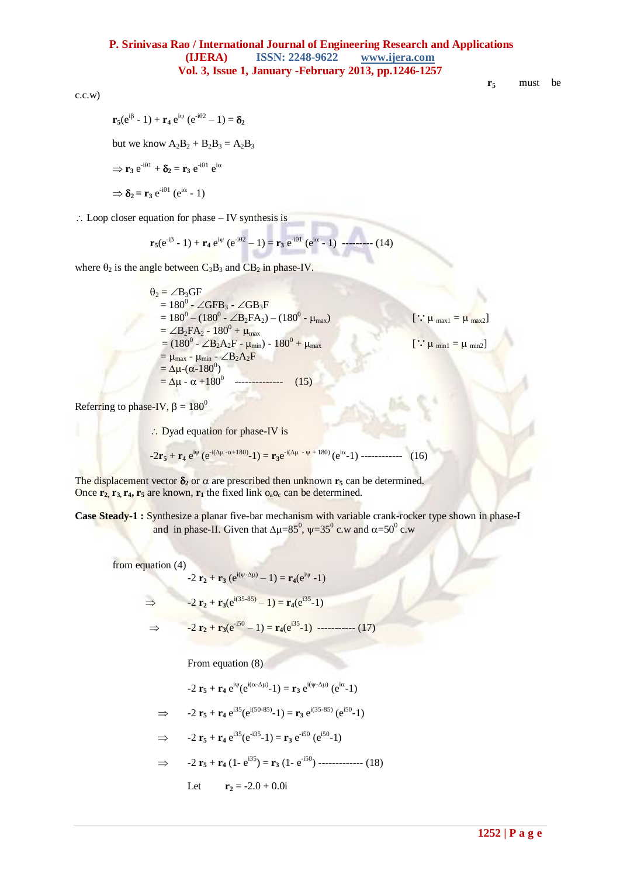$\mathbf{r_5}$ must be c.c.w)

$$\mathbf{r_5}(e^{i\beta} - 1) + \mathbf{r_4}\, e^{i\psi}\, (e^{-i\theta 2} - 1) = \boldsymbol{\delta_2}$$

but we know $A_2B_2 + B_2B_3 = A_2B_3$

$$\Rightarrow \mathbf{r_3}\, e^{-i\theta 1} + \boldsymbol{\delta_2} = \mathbf{r_3}\, e^{-i\theta 1}\, e^{i\alpha}$$

$$\Rightarrow \boldsymbol{\delta_2} = \mathbf{r_3}\, e^{-i\theta 1}\, (e^{i\alpha} - 1)$$

∴ Loop closer equation for phase – IV synthesis is

$$\mathbf{r_5}(e^{-i\beta} - 1) + \mathbf{r_4}\, e^{i\psi}\, (e^{-i\theta 2} – 1) = \mathbf{r_3}\, e^{-i\theta 1}\, (e^{i\alpha} - 1) \text{ --------- } (14)$$

where $\theta_2$ is the angle between $C_3B_3$ and $CB_2$ in phase-IV.

$$\begin{aligned}
\theta_2 &= \angle B_3GF \\
&= 180^0 - \angle GFB_3 - \angle GB_3F \\
&= 180^0 – (180^0 - \angle B_2FA_2) – (180^0 - \mu_{max}) && [\because \mu_{max1} = \mu_{max2}] \\
&= \angle B_2FA_2 - 180^0 + \mu_{max} \\
&= (180^0 - \angle B_2A_2F - \mu_{min}) - 180^0 + \mu_{max} && [\because \mu_{min1} = \mu_{min2}] \\
&= \mu_{max} - \mu_{min} - \angle B_2A_2F \\
&= \Delta\mu\text{-}(\alpha\text{-}180^0) \\
&= \Delta\mu - \alpha + 180^0 \quad \text{-------------- } (15)
\end{aligned}$$

Referring to phase-IV, $\beta = 180^0$

∴ Dyad equation for phase-IV is

$$-2\mathbf{r_5} + \mathbf{r_4}\, e^{i\psi}\, (e^{-i(\Delta\mu - \alpha + 180)}\text{-}1) = \mathbf{r_3} e^{-i(\Delta\mu - \psi + 180)}\, (e^{i\alpha}\text{-}1) \text{ ------------ } (16)$$

The displacement vector $\boldsymbol{\delta_2}$ or $\alpha$ are prescribed then unknown $\mathbf{r_5}$ can be determined. Once $\mathbf{r_2}, \mathbf{r_3}, \mathbf{r_4}, \mathbf{r_5}$ are known, $\mathbf{r_1}$ the fixed link $o_ao_c$ can be determined.

**Case Steady-1 :** Synthesize a planar five-bar mechanism with variable crank-rocker type shown in phase-I and in phase-II. Given that $\Delta\mu=85^0$, $\psi=35^0$ c.w and $\alpha=50^0$ c.w

from equation (4)

$$-2\, \mathbf{r_2} + \mathbf{r_3}\, (e^{i(\psi\text{-}\Delta\mu)} – 1) = \mathbf{r_4}(e^{i\psi}\text{ -}1)$$

$$\Rightarrow \quad -2\, \mathbf{r_2} + \mathbf{r_3}(e^{i(35\text{-}85)} – 1) = \mathbf{r_4}(e^{i35}\text{-}1)$$

$$\Rightarrow \quad -2\, \mathbf{r_2} + \mathbf{r_3}(e^{-i50} – 1) = \mathbf{r_4}(e^{i35}\text{-}1) \text{ ----------- } (17)$$

From equation (8)

$$-2\, \mathbf{r_5} + \mathbf{r_4}\, e^{i\psi}(e^{i(\alpha\text{-}\Delta\mu)}\text{-}1) = \mathbf{r_3}\, e^{i(\psi\text{-}\Delta\mu)}\, (e^{i\alpha}\text{-}1)$$

$$\Rightarrow \quad -2\, \mathbf{r_5} + \mathbf{r_4}\, e^{i35}(e^{i(50\text{-}85)}\text{-}1) = \mathbf{r_3}\, e^{i(35\text{-}85)}\, (e^{i50}\text{-}1)$$

$$\Rightarrow \quad -2\, \mathbf{r_5} + \mathbf{r_4}\, e^{i35}(e^{-i35}\text{-}1) = \mathbf{r_3}\, e^{-i50}\, (e^{i50}\text{-}1)$$

$$\Rightarrow \quad -2\, \mathbf{r_5} + \mathbf{r_4}\, (1\text{- } e^{i35}) = \mathbf{r_3}\, (1\text{- } e^{-i50}) \text{ ------------- } (18)$$

Let $\quad \mathbf{r_2} = -2.0 + 0.0i$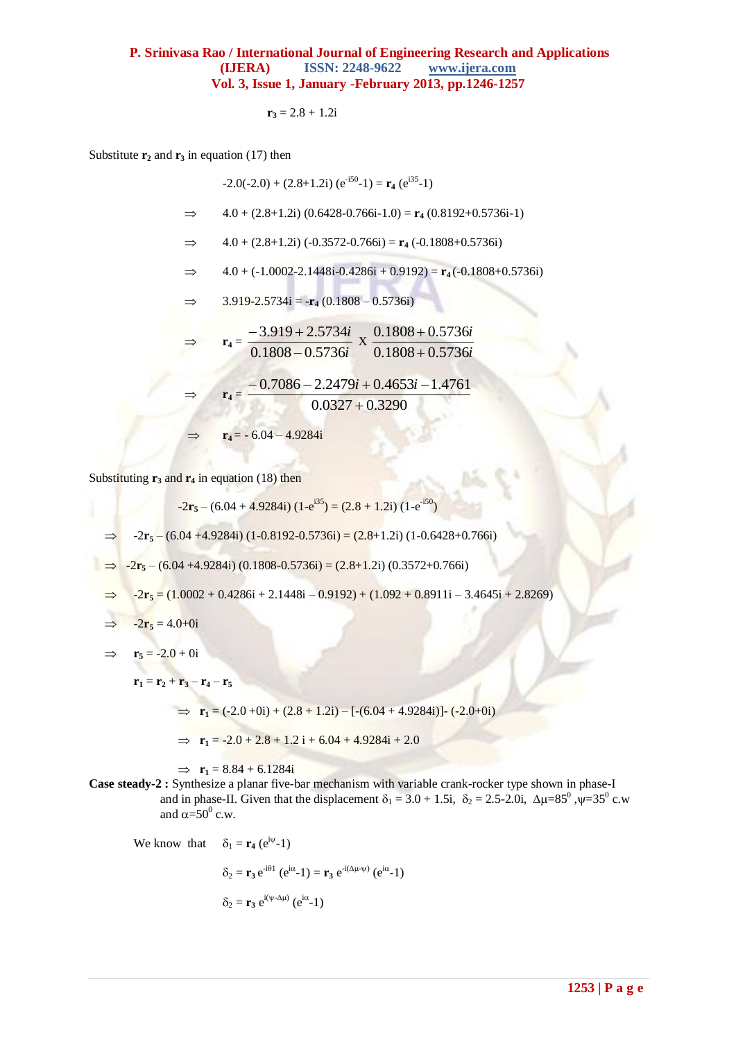$$\mathbf{r_3} = 2.8 + 1.2i$$

Substitute $\mathbf{r_2}$ and $\mathbf{r_3}$ in equation (17) then

$$-2.0(-2.0) + (2.8+1.2i)\,(e^{-i50}-1) = \mathbf{r_4}\,(e^{i35}-1)$$

$$\Rightarrow \quad 4.0 + (2.8+1.2i)\,(0.6428-0.766i-1.0) = \mathbf{r_4}\,(0.8192+0.5736i-1)$$

$$\Rightarrow \quad 4.0 + (2.8+1.2i)\,(-0.3572-0.766i) = \mathbf{r_4}\,(-0.1808+0.5736i)$$

$$\Rightarrow \quad 4.0 + (-1.0002-2.1448i-0.4286i + 0.9192) = \mathbf{r_4}\,(-0.1808+0.5736i)$$

$$\Rightarrow \quad 3.919-2.5734i = -\mathbf{r_4}\,(0.1808 - 0.5736i)$$

$$\Rightarrow \quad \mathbf{r_4} = \frac{-3.919+2.5734i}{0.1808-0.5736i} \times \frac{0.1808+0.5736i}{0.1808+0.5736i}$$

$$\Rightarrow \quad \mathbf{r_4} = \frac{-0.7086-2.2479i+0.4653i-1.4761}{0.0327+0.3290}$$

$$\Rightarrow \quad \mathbf{r_4} = -6.04 - 4.9284i$$

Substituting $\mathbf{r_3}$ and $\mathbf{r_4}$ in equation (18) then

$$-2\mathbf{r_5} - (6.04 + 4.9284i)\,(1-e^{i35}) = (2.8 + 1.2i)\,(1-e^{-i50})$$

$$\Rightarrow \quad -2\mathbf{r_5} - (6.04 +4.9284i)\,(1-0.8192-0.5736i) = (2.8+1.2i)\,(1-0.6428+0.766i)$$

$$\Rightarrow \quad -2\mathbf{r_5} - (6.04 +4.9284i)\,(0.1808-0.5736i) = (2.8+1.2i)\,(0.3572+0.766i)$$

$$\Rightarrow \quad -2\mathbf{r_5} = (1.0002 + 0.4286i + 2.1448i - 0.9192) + (1.092 + 0.8911i - 3.4645i + 2.8269)$$

$$\Rightarrow \quad -2\mathbf{r_5} = 4.0+0i$$

$$\Rightarrow \quad \mathbf{r_5} = -2.0 + 0i$$

$$\mathbf{r_1} = \mathbf{r_2} + \mathbf{r_3} - \mathbf{r_4} - \mathbf{r_5}$$

$$\Rightarrow \quad \mathbf{r_1} = (-2.0 +0i) + (2.8 + 1.2i) - [-(6.04 + 4.9284i)] - (-2.0+0i)$$

$$\Rightarrow \quad \mathbf{r_1} = -2.0 + 2.8 + 1.2\,i + 6.04 + 4.9284i + 2.0$$

$$\Rightarrow \quad \mathbf{r_1} = 8.84 + 6.1284i$$

**Case steady-2 :** Synthesize a planar five-bar mechanism with variable crank-rocker type shown in phase-I and in phase-II. Given that the displacement $\delta_1 = 3.0 + 1.5i$, $\delta_2 = 2.5\text{-}2.0i$, $\Delta\mu=85^0$, $\psi=35^0$ c.w and $\alpha=50^0$ c.w.

We know that $\quad \delta_1 = \mathbf{r_4}\,(e^{i\psi}-1)$

$$\delta_2 = \mathbf{r_3}\,e^{-i\theta 1}\,(e^{i\alpha}-1) = \mathbf{r_3}\,e^{-i(\Delta\mu-\psi)}\,(e^{i\alpha}-1)$$

$$\delta_2 = \mathbf{r_3}\,e^{i(\psi-\Delta\mu)}\,(e^{i\alpha}-1)$$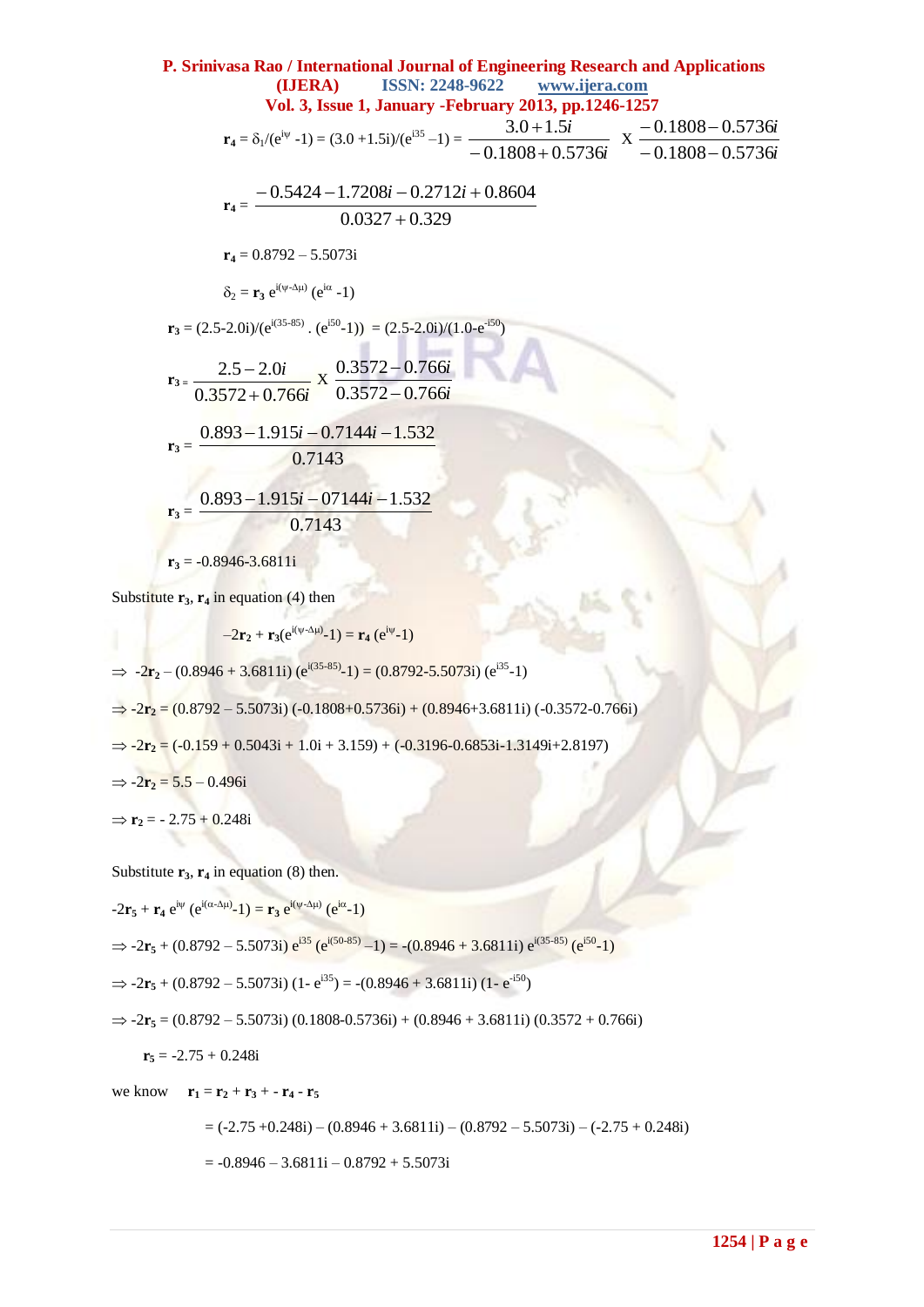$\mathbf{r_4} = \delta_1/(e^{i\psi} - 1) = (3.0 + 1.5i)/(e^{i35} - 1) = \dfrac{3.0+1.5i}{-0.1808+0.5736i} \times \dfrac{-0.1808-0.5736i}{-0.1808-0.5736i}$

$$\mathbf{r_4} = \frac{-0.5424-1.7208i-0.2712i+0.8604}{0.0327+0.329}$$

$\mathbf{r_4} = 0.8792 - 5.5073i$

$\delta_2 = \mathbf{r_3}\, e^{i(\psi-\Delta\mu)}\, (e^{i\alpha} - 1)$

$\mathbf{r_3} = (2.5\text{-}2.0i)/(e^{i(35-85)} . (e^{i50}\text{-}1)) = (2.5\text{-}2.0i)/(1.0\text{-}e^{-i50})$

$$\mathbf{r_3} = \frac{2.5-2.0i}{0.3572+0.766i} \times \frac{0.3572-0.766i}{0.3572-0.766i}$$

$$\mathbf{r_3} = \frac{0.893-1.915i-0.7144i-1.532}{0.7143}$$

$$\mathbf{r_3} = \frac{0.893-1.915i-07144i-1.532}{0.7143}$$

$\mathbf{r_3} = -0.8946\text{-}3.6811i$

Substitute $\mathbf{r_3}$, $\mathbf{r_4}$ in equation (4) then

$$-2\mathbf{r_2} + \mathbf{r_3}(e^{i(\psi-\Delta\mu)}-1) = \mathbf{r_4}\,(e^{i\psi}-1)$$

$\Rightarrow\ -2\mathbf{r_2} - (0.8946 + 3.6811i)\,(e^{i(35-85)}-1) = (0.8792\text{-}5.5073i)\,(e^{i35}-1)$

$\Rightarrow -2\mathbf{r_2} = (0.8792 - 5.5073i)\,(-0.1808+0.5736i) + (0.8946+3.6811i)\,(-0.3572\text{-}0.766i)$

$\Rightarrow -2\mathbf{r_2} = (-0.159 + 0.5043i + 1.0i + 3.159) + (-0.3196\text{-}0.6853i\text{-}1.3149i\text{+}2.8197)$

$\Rightarrow -2\mathbf{r_2} = 5.5 - 0.496i$

$\Rightarrow \mathbf{r_2} = -2.75 + 0.248i$

Substitute $\mathbf{r_3}$, $\mathbf{r_4}$ in equation (8) then.

$-2\mathbf{r_5} + \mathbf{r_4}\, e^{i\psi}\, (e^{i(\alpha-\Delta\mu)}-1) = \mathbf{r_3}\, e^{i(\psi-\Delta\mu)}\, (e^{i\alpha}-1)$

$\Rightarrow -2\mathbf{r_5} + (0.8792 - 5.5073i)\, e^{i35}\, (e^{i(50-85)} - 1) = -(0.8946 + 3.6811i)\, e^{i(35-85)}\, (e^{i50}-1)$

$\Rightarrow -2\mathbf{r_5} + (0.8792 - 5.5073i)\,(1\text{-}\, e^{i35}) = -(0.8946 + 3.6811i)\,(1\text{-}\, e^{-i50})$

$\Rightarrow -2\mathbf{r_5} = (0.8792 - 5.5073i)\,(0.1808\text{-}0.5736i) + (0.8946 + 3.6811i)\,(0.3572 + 0.766i)$

$\mathbf{r_5} = -2.75 + 0.248i$

we know $\quad \mathbf{r_1} = \mathbf{r_2} + \mathbf{r_3} + - \mathbf{r_4} - \mathbf{r_5}$

$= (-2.75 + 0.248i) - (0.8946 + 3.6811i) - (0.8792 - 5.5073i) - (-2.75 + 0.248i)$

$= -0.8946 - 3.6811i - 0.8792 + 5.5073i$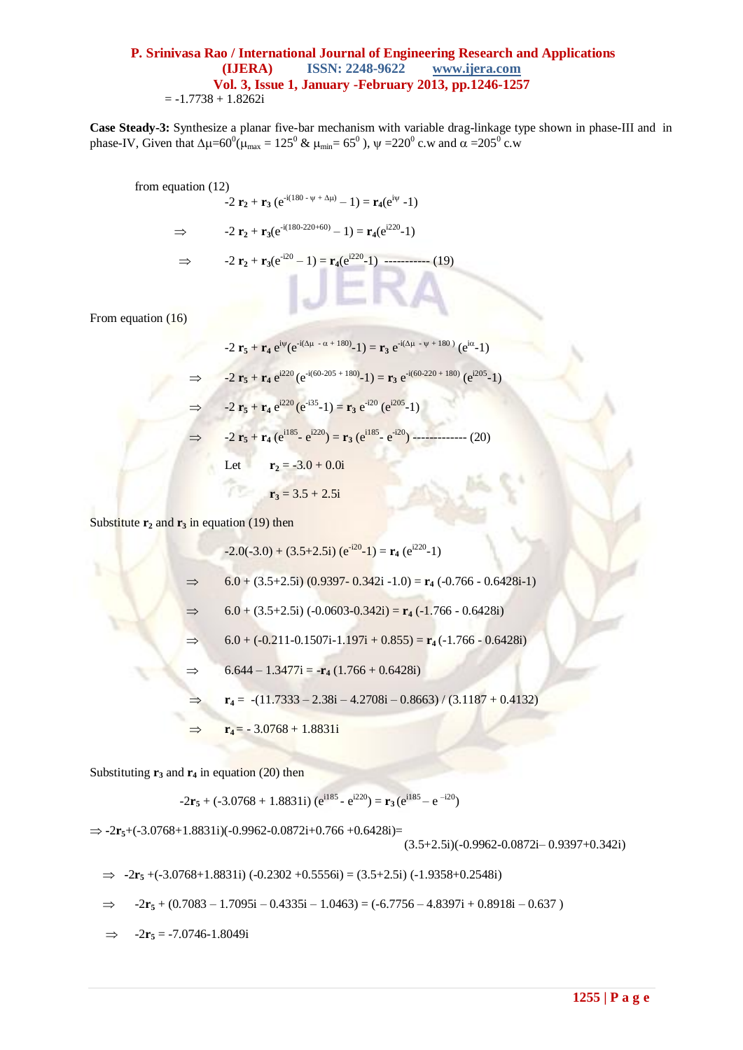$= -1.7738 + 1.8262i$

**Case Steady-3:** Synthesize a planar five-bar mechanism with variable drag-linkage type shown in phase-III and in phase-IV, Given that $\Delta\mu=60^0(\mu_{max} = 125^0$ & $\mu_{min}= 65^0$ ), $\psi =220^0$ c.w and $\alpha =205^0$ c.w

from equation (12)

$$-2\,\mathbf{r_2} + \mathbf{r_3}\,(e^{-i(180 - \psi + \Delta\mu)} - 1) = \mathbf{r_4}(e^{i\psi} -1)$$

$$\Rightarrow \quad -2\,\mathbf{r_2} + \mathbf{r_3}(e^{-i(180-220+60)} - 1) = \mathbf{r_4}(e^{i220}-1)$$

$$\Rightarrow \quad -2\,\mathbf{r_2} + \mathbf{r_3}(e^{-i20} - 1) = \mathbf{r_4}(e^{i220}-1) \quad \text{----------- (19)}$$

From equation (16)

$$-2\,\mathbf{r_5} + \mathbf{r_4}\,e^{i\psi}(e^{-i(\Delta\mu\ -\alpha + 180)}-1) = \mathbf{r_3}\,e^{-i(\Delta\mu\ -\psi + 180\,)}\,(e^{i\alpha}-1)$$

$$\Rightarrow \quad -2\,\mathbf{r_5} + \mathbf{r_4}\,e^{i220}\,(e^{-i(60-205\,+\,180)}-1) = \mathbf{r_3}\,e^{-i(60-220\,+\,180)}\,(e^{i205}-1)$$

$$\Rightarrow \quad -2\,\mathbf{r_5} + \mathbf{r_4}\,e^{i220}\,(e^{-i35}-1) = \mathbf{r_3}\,e^{-i20}\,(e^{i205}-1)$$

$$\Rightarrow \quad -2\,\mathbf{r_5} + \mathbf{r_4}\,(e^{i185}-\,e^{i220}) = \mathbf{r_3}\,(e^{i185}-\,e^{-i20}) \quad \text{------------- (20)}$$

Let $\mathbf{r_2} = -3.0 + 0.0i$

$\mathbf{r_3} = 3.5 + 2.5i$

Substitute $\mathbf{r_2}$ and $\mathbf{r_3}$ in equation (19) then

$$-2.0(-3.0) + (3.5+2.5i)\,(e^{-i20}-1) = \mathbf{r_4}\,(e^{i220}-1)$$

$$\Rightarrow \quad 6.0 + (3.5+2.5i)\,(0.9397- 0.342i\,-1.0) = \mathbf{r_4}\,(-0.766 - 0.6428i-1)$$

$$\Rightarrow \quad 6.0 + (3.5+2.5i)\,(-0.0603-0.342i) = \mathbf{r_4}\,(-1.766 - 0.6428i)$$

$$\Rightarrow \quad 6.0 + (-0.211-0.1507i-1.197i + 0.855) = \mathbf{r_4}\,(-1.766 - 0.6428i)$$

$$\Rightarrow \quad 6.644 - 1.3477i = -\mathbf{r_4}\,(1.766 + 0.6428i)$$

$$\Rightarrow \quad \mathbf{r_4} = -(11.7333 - 2.38i - 4.2708i - 0.8663)\,/\,(3.1187 + 0.4132)$$

$$\Rightarrow \quad \mathbf{r_4} = -\,3.0768 + 1.8831i$$

Substituting $\mathbf{r_3}$ and $\mathbf{r_4}$ in equation (20) then

$$-2\mathbf{r_5} + (-3.0768 + 1.8831i)\,(e^{i185} - e^{i220}) = \mathbf{r_3}\,(e^{i185} - e^{-i20})$$

$$\Rightarrow -2\mathbf{r_5}+(-3.0768+1.8831i)(-0.9962-0.0872i+0.766\,+0.6428i)= (3.5+2.5i)(-0.9962-0.0872i- 0.9397+0.342i)$$

$$\Rightarrow \quad -2\mathbf{r_5} +(-3.0768+1.8831i)\,(-0.2302\,+0.5556i) = (3.5+2.5i)\,(-1.9358+0.2548i)$$

$$\Rightarrow \quad -2\mathbf{r_5} + (0.7083 - 1.7095i - 0.4335i - 1.0463) = (-6.7756 - 4.8397i + 0.8918i - 0.637\,)$$

$$\Rightarrow \quad -2\mathbf{r_5} = -7.0746-1.8049i$$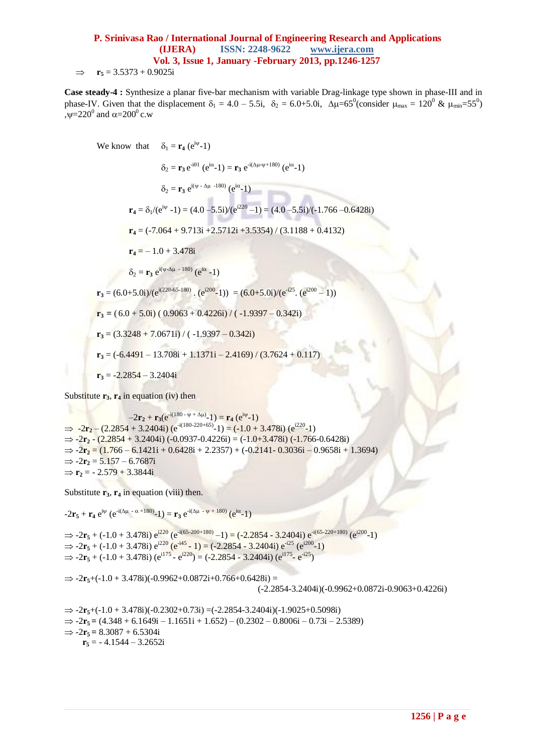$\Rightarrow \quad \mathbf{r_5} = 3.5373 + 0.9025i$

**Case steady-4 :** Synthesize a planar five-bar mechanism with variable Drag-linkage type shown in phase-III and in phase-IV. Given that the displacement $\delta_1 = 4.0 - 5.5i$, $\delta_2 = 6.0+5.0i$, $\Delta\mu=65^0$(consider $\mu_{max} = 120^0$ & $\mu_{min}=55^0$) ,$\psi=220^0$ and $\alpha=200^0$ c.w

We know that $\quad \delta_1 = \mathbf{r_4}\,(e^{i\psi}-1)$

$$\delta_2 = \mathbf{r_3}\, e^{-i\theta 1}\,(e^{i\alpha}-1) = \mathbf{r_3}\, e^{-i(\Delta\mu-\psi+180)}\,(e^{i\alpha}-1)$$

$$\delta_2 = \mathbf{r_3}\, e^{i(\psi - \Delta\mu\ -180)}\,(e^{i\alpha}-1)$$

$$\mathbf{r_4} = \delta_1/(e^{i\psi}-1) = (4.0 - 5.5i)/(e^{i220} - 1) = (4.0 - 5.5i)/(-1.766 - 0.6428i)$$

$$\mathbf{r_4} = (-7.064 + 9.713i + 2.5712i + 3.5354) / (3.1188 + 0.4132)$$

$$\mathbf{r_4} = -1.0 + 3.478i$$

$$\delta_2 = \mathbf{r_3}\, e^{i(\psi-\Delta\mu\ - 180)}\,(e^{i\alpha} - 1)$$

$$\mathbf{r_3} = (6.0+5.0i)/(e^{i(220-65-180)}\,.\,(e^{i200}-1)) = (6.0+5.0i)/(e^{-i25}.\,(e^{i200} - 1))$$

$$\mathbf{r_3} = (6.0 + 5.0i)\,(0.9063 + 0.4226i) / (-1.9397 - 0.342i)$$

$$\mathbf{r_3} = (3.3248 + 7.0671i) / (-1.9397 - 0.342i)$$

$$\mathbf{r_3} = (-6.4491 - 13.708i + 1.1371i - 2.4169) / (3.7624 + 0.117)$$

$$\mathbf{r_3} = -2.2854 - 3.2404i$$

Substitute $\mathbf{r_3}$, $\mathbf{r_4}$ in equation (iv) then

$$-2\mathbf{r_2} + \mathbf{r_3}(e^{-i(180 - \psi + \Delta\mu)}-1) = \mathbf{r_4}\,(e^{i\psi}-1)$$

$\Rightarrow -2\mathbf{r_2} - (2.2854 + 3.2404i)\,(e^{-i(180-220+65)}-1) = (-1.0 + 3.478i)\,(e^{i220}-1)$

$\Rightarrow -2\mathbf{r_2} - (2.2854 + 3.2404i)\,(-0.0937-0.4226i) = (-1.0+3.478i)\,(-1.766-0.6428i)$

$\Rightarrow -2\mathbf{r_2} = (1.766 - 6.1421i + 0.6428i + 2.2357) + (-0.2141- 0.3036i - 0.9658i + 1.3694)$

$\Rightarrow -2\mathbf{r_2} = 5.157 - 6.7687i$

$\Rightarrow \mathbf{r_2} = -2.579 + 3.3844i$

Substitute $\mathbf{r_3}$, $\mathbf{r_4}$ in equation (viii) then.

$$-2\mathbf{r_5} + \mathbf{r_4}\, e^{i\psi}\,(e^{-i(\Delta\mu\ - \alpha +180)}-1) = \mathbf{r_3}\, e^{-i(\Delta\mu\ - \psi + 180)}\,(e^{i\alpha}-1)$$

$\Rightarrow -2\mathbf{r_5} + (-1.0 + 3.478i)\, e^{i220}\,(e^{-i(65-200+180)} - 1) = (-2.2854 - 3.2404i)\, e^{-i(65-220+180)}\,(e^{i200}-1)$

$\Rightarrow -2\mathbf{r_5} + (-1.0 + 3.478i)\, e^{i220}\,(e^{-i45} - 1) = (-2.2854 - 3.2404i)\, e^{-i25}\,(e^{i200}-1)$

$\Rightarrow -2\mathbf{r_5} + (-1.0 + 3.478i)\,(e^{i175} - e^{i220}) = (-2.2854 - 3.2404i)\,(e^{i175} - e^{-i25})$

$\Rightarrow -2\mathbf{r_5}+(-1.0 + 3.478i)(-0.9962+0.0872i+0.766+0.6428i) =$
$(-2.2854-3.2404i)(-0.9962+0.0872i-0.9063+0.4226i)$

$\Rightarrow -2\mathbf{r_5}+(-1.0 + 3.478i)(-0.2302+0.73i) =(-2.2854-3.2404i)(-1.9025+0.5098i)$

$\Rightarrow -2\mathbf{r_5} = (4.348 + 6.1649i - 1.1651i + 1.652) - (0.2302 - 0.8006i - 0.73i - 2.5389)$

$\Rightarrow -2\mathbf{r_5} = 8.3087 + 6.5304i$

$\mathbf{r_5} = -4.1544 - 3.2652i$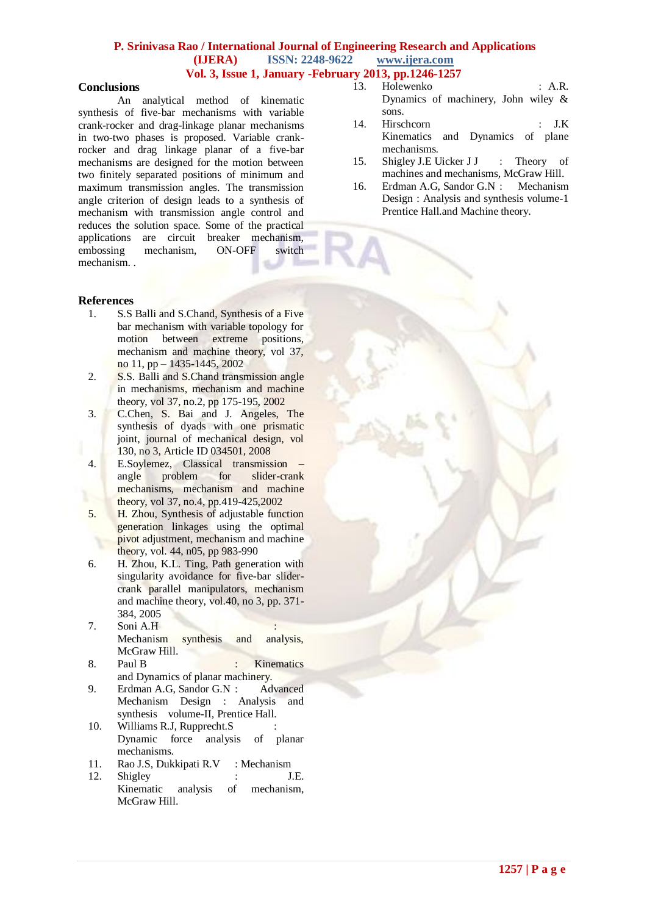## Conclusions

An analytical method of kinematic synthesis of five-bar mechanisms with variable crank-rocker and drag-linkage planar mechanisms in two-two phases is proposed. Variable crank-rocker and drag linkage planar of a five-bar mechanisms are designed for the motion between two finitely separated positions of minimum and maximum transmission angles. The transmission angle criterion of design leads to a synthesis of mechanism with transmission angle control and reduces the solution space. Some of the practical applications are circuit breaker mechanism, embossing mechanism, ON-OFF switch mechanism. .

## References

1. S.S Balli and S.Chand, Synthesis of a Five bar mechanism with variable topology for motion between extreme positions, mechanism and machine theory, vol 37, no 11, pp – 1435-1445, 2002
2. S.S. Balli and S.Chand transmission angle in mechanisms, mechanism and machine theory, vol 37, no.2, pp 175-195, 2002
3. C.Chen, S. Bai and J. Angeles, The synthesis of dyads with one prismatic joint, journal of mechanical design, vol 130, no 3, Article ID 034501, 2008
4. E.Soylemez, Classical transmission – angle problem for slider-crank mechanisms, mechanism and machine theory, vol 37, no.4, pp.419-425,2002
5. H. Zhou, Synthesis of adjustable function generation linkages using the optimal pivot adjustment, mechanism and machine theory, vol. 44, n05, pp 983-990
6. H. Zhou, K.L. Ting, Path generation with singularity avoidance for five-bar slider-crank parallel manipulators, mechanism and machine theory, vol.40, no 3, pp. 371-384, 2005
7. Soni A.H : Mechanism synthesis and analysis, McGraw Hill.
8. Paul B : Kinematics and Dynamics of planar machinery.
9. Erdman A.G, Sandor G.N : Advanced Mechanism Design : Analysis and synthesis volume-II, Prentice Hall.
10. Williams R.J, Rupprecht.S : Dynamic force analysis of planar mechanisms.
11. Rao J.S, Dukkipati R.V : Mechanism
12. Shigley : J.E. Kinematic analysis of mechanism, McGraw Hill.
13. Holewenko : A.R. Dynamics of machinery, John wiley & sons.
14. Hirschcorn : J.K Kinematics and Dynamics of plane mechanisms.
15. Shigley J.E Uicker J J : Theory of machines and mechanisms, McGraw Hill.
16. Erdman A.G, Sandor G.N : Mechanism Design : Analysis and synthesis volume-1 Prentice Hall.and Machine theory.